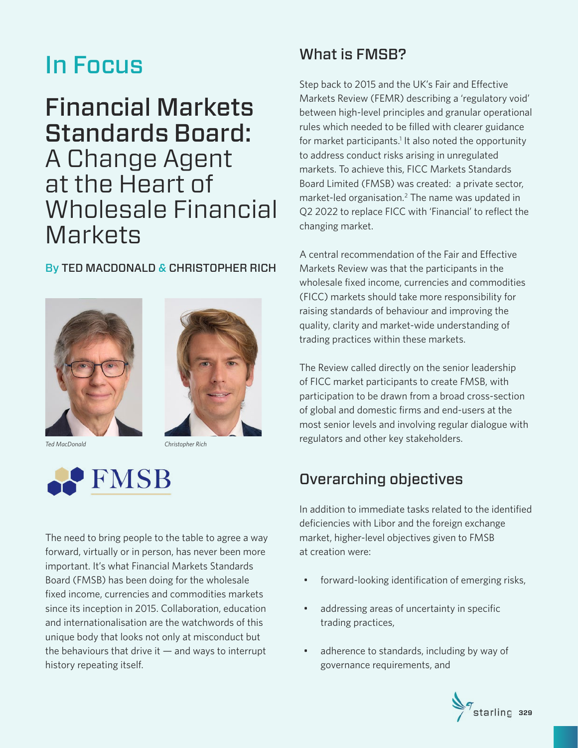# In Focus

# Financial Markets Standards Board: A Change Agent at the Heart of Wholesale Financial Markets

By **TED MACDONALD** & **CHRISTOPHER RICH**

*Ted MacDonald*

*Christopher Rich*

The need to bring people to the table to agree a way forward, virtually or in person, has never been more important. It's what Financial Markets Standards Board (FMSB) has been doing for the wholesale fixed income, currencies and commodities markets since its inception in 2015. Collaboration, education and internationalisation are the watchwords of this unique body that looks not only at misconduct but the behaviours that drive it — and ways to interrupt history repeating itself.

## What is FMSB?

Step back to 2015 and the UK's Fair and Effective Markets Review (FEMR) describing a 'regulatory void' between high-level principles and granular operational rules which needed to be filled with clearer guidance for market participants.[1] It also noted the opportunity to address conduct risks arising in unregulated markets. To achieve this, FICC Markets Standards Board Limited (FMSB) was created: a private sector, market-led organisation.[2] The name was updated in Q2 2022 to replace FICC with 'Financial' to reflect the changing market.

A central recommendation of the Fair and Effective Markets Review was that the participants in the wholesale fixed income, currencies and commodities (FICC) markets should take more responsibility for raising standards of behaviour and improving the quality, clarity and market-wide understanding of trading practices within these markets.

The Review called directly on the senior leadership of FICC market participants to create FMSB, with participation to be drawn from a broad cross-section of global and domestic firms and end-users at the most senior levels and involving regular dialogue with regulators and other key stakeholders.

## Overarching objectives

In addition to immediate tasks related to the identified deficiencies with Libor and the foreign exchange market, higher-level objectives given to FMSB at creation were:

- forward-looking identification of emerging risks,
- addressing areas of uncertainty in specific trading practices,
- adherence to standards, including by way of governance requirements, and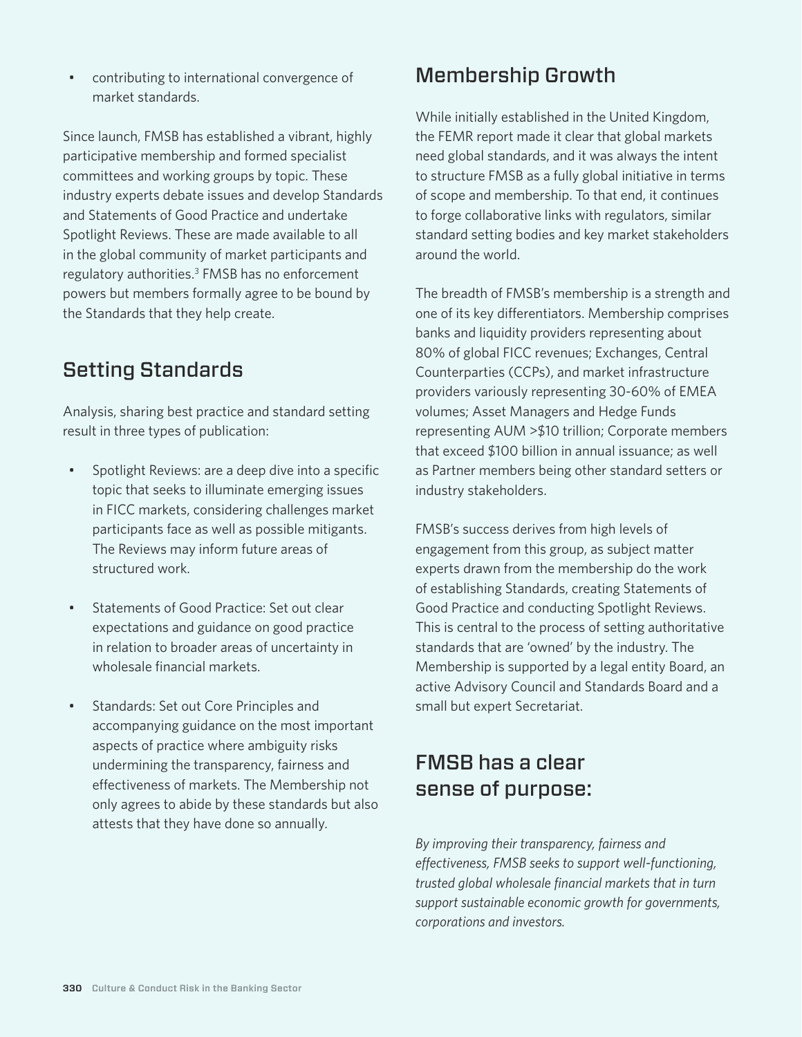- contributing to international convergence of market standards.

Since launch, FMSB has established a vibrant, highly participative membership and formed specialist committees and working groups by topic. These industry experts debate issues and develop Standards and Statements of Good Practice and undertake Spotlight Reviews. These are made available to all in the global community of market participants and regulatory authorities.[3] FMSB has no enforcement powers but members formally agree to be bound by the Standards that they help create.

## Setting Standards

Analysis, sharing best practice and standard setting result in three types of publication:

- Spotlight Reviews: are a deep dive into a specific topic that seeks to illuminate emerging issues in FICC markets, considering challenges market participants face as well as possible mitigants. The Reviews may inform future areas of structured work.
- Statements of Good Practice: Set out clear expectations and guidance on good practice in relation to broader areas of uncertainty in wholesale financial markets.
- Standards: Set out Core Principles and accompanying guidance on the most important aspects of practice where ambiguity risks undermining the transparency, fairness and effectiveness of markets. The Membership not only agrees to abide by these standards but also attests that they have done so annually.

## Membership Growth

While initially established in the United Kingdom, the FEMR report made it clear that global markets need global standards, and it was always the intent to structure FMSB as a fully global initiative in terms of scope and membership. To that end, it continues to forge collaborative links with regulators, similar standard setting bodies and key market stakeholders around the world.

The breadth of FMSB's membership is a strength and one of its key differentiators. Membership comprises banks and liquidity providers representing about 80% of global FICC revenues; Exchanges, Central Counterparties (CCPs), and market infrastructure providers variously representing 30-60% of EMEA volumes; Asset Managers and Hedge Funds representing AUM >$10 trillion; Corporate members that exceed $100 billion in annual issuance; as well as Partner members being other standard setters or industry stakeholders.

FMSB's success derives from high levels of engagement from this group, as subject matter experts drawn from the membership do the work of establishing Standards, creating Statements of Good Practice and conducting Spotlight Reviews. This is central to the process of setting authoritative standards that are 'owned' by the industry. The Membership is supported by a legal entity Board, an active Advisory Council and Standards Board and a small but expert Secretariat.

## FMSB has a clear sense of purpose:

*By improving their transparency, fairness and effectiveness, FMSB seeks to support well-functioning, trusted global wholesale financial markets that in turn support sustainable economic growth for governments, corporations and investors.*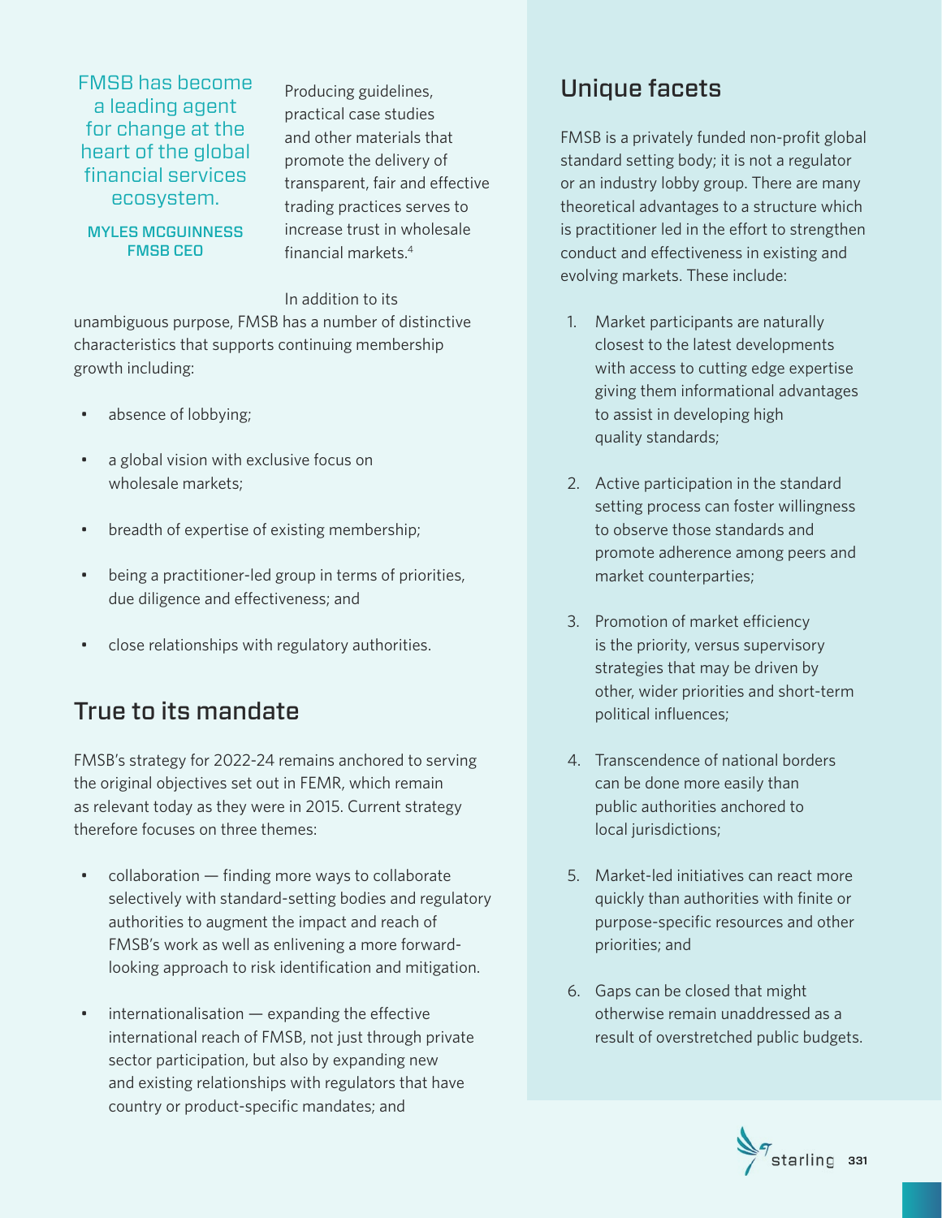> FMSB has become a leading agent for change at the heart of the global financial services ecosystem.
>
> **MYLES MCGUINNESS**
> **FMSB CEO**

Producing guidelines, practical case studies and other materials that promote the delivery of transparent, fair and effective trading practices serves to increase trust in wholesale financial markets.[4]

In addition to its unambiguous purpose, FMSB has a number of distinctive characteristics that supports continuing membership growth including:

- absence of lobbying;
- a global vision with exclusive focus on wholesale markets;
- breadth of expertise of existing membership;
- being a practitioner-led group in terms of priorities, due diligence and effectiveness; and
- close relationships with regulatory authorities.

## True to its mandate

FMSB's strategy for 2022-24 remains anchored to serving the original objectives set out in FEMR, which remain as relevant today as they were in 2015. Current strategy therefore focuses on three themes:

- collaboration — finding more ways to collaborate selectively with standard-setting bodies and regulatory authorities to augment the impact and reach of FMSB's work as well as enlivening a more forward-looking approach to risk identification and mitigation.
- internationalisation — expanding the effective international reach of FMSB, not just through private sector participation, but also by expanding new and existing relationships with regulators that have country or product-specific mandates; and

## Unique facets

FMSB is a privately funded non-profit global standard setting body; it is not a regulator or an industry lobby group. There are many theoretical advantages to a structure which is practitioner led in the effort to strengthen conduct and effectiveness in existing and evolving markets. These include:

1. Market participants are naturally closest to the latest developments with access to cutting edge expertise giving them informational advantages to assist in developing high quality standards;
2. Active participation in the standard setting process can foster willingness to observe those standards and promote adherence among peers and market counterparties;
3. Promotion of market efficiency is the priority, versus supervisory strategies that may be driven by other, wider priorities and short-term political influences;
4. Transcendence of national borders can be done more easily than public authorities anchored to local jurisdictions;
5. Market-led initiatives can react more quickly than authorities with finite or purpose-specific resources and other priorities; and
6. Gaps can be closed that might otherwise remain unaddressed as a result of overstretched public budgets.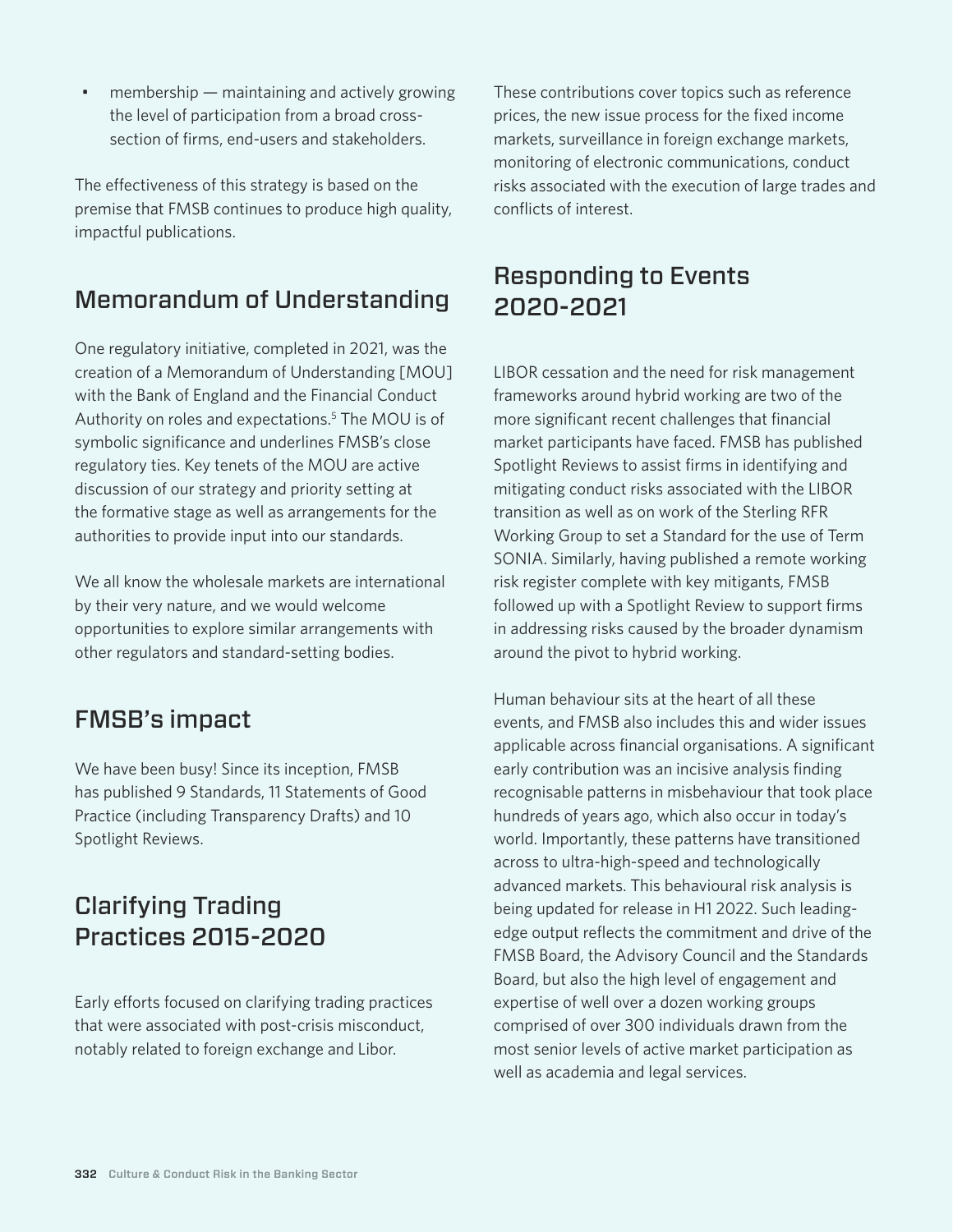- membership — maintaining and actively growing the level of participation from a broad cross-section of firms, end-users and stakeholders.

The effectiveness of this strategy is based on the premise that FMSB continues to produce high quality, impactful publications.

## Memorandum of Understanding

One regulatory initiative, completed in 2021, was the creation of a Memorandum of Understanding [MOU] with the Bank of England and the Financial Conduct Authority on roles and expectations.[5] The MOU is of symbolic significance and underlines FMSB's close regulatory ties. Key tenets of the MOU are active discussion of our strategy and priority setting at the formative stage as well as arrangements for the authorities to provide input into our standards.

We all know the wholesale markets are international by their very nature, and we would welcome opportunities to explore similar arrangements with other regulators and standard-setting bodies.

## FMSB's impact

We have been busy! Since its inception, FMSB has published 9 Standards, 11 Statements of Good Practice (including Transparency Drafts) and 10 Spotlight Reviews.

## Clarifying Trading Practices 2015-2020

Early efforts focused on clarifying trading practices that were associated with post-crisis misconduct, notably related to foreign exchange and Libor.

These contributions cover topics such as reference prices, the new issue process for the fixed income markets, surveillance in foreign exchange markets, monitoring of electronic communications, conduct risks associated with the execution of large trades and conflicts of interest.

## Responding to Events 2020-2021

LIBOR cessation and the need for risk management frameworks around hybrid working are two of the more significant recent challenges that financial market participants have faced. FMSB has published Spotlight Reviews to assist firms in identifying and mitigating conduct risks associated with the LIBOR transition as well as on work of the Sterling RFR Working Group to set a Standard for the use of Term SONIA. Similarly, having published a remote working risk register complete with key mitigants, FMSB followed up with a Spotlight Review to support firms in addressing risks caused by the broader dynamism around the pivot to hybrid working.

Human behaviour sits at the heart of all these events, and FMSB also includes this and wider issues applicable across financial organisations. A significant early contribution was an incisive analysis finding recognisable patterns in misbehaviour that took place hundreds of years ago, which also occur in today's world. Importantly, these patterns have transitioned across to ultra-high-speed and technologically advanced markets. This behavioural risk analysis is being updated for release in H1 2022. Such leading-edge output reflects the commitment and drive of the FMSB Board, the Advisory Council and the Standards Board, but also the high level of engagement and expertise of well over a dozen working groups comprised of over 300 individuals drawn from the most senior levels of active market participation as well as academia and legal services.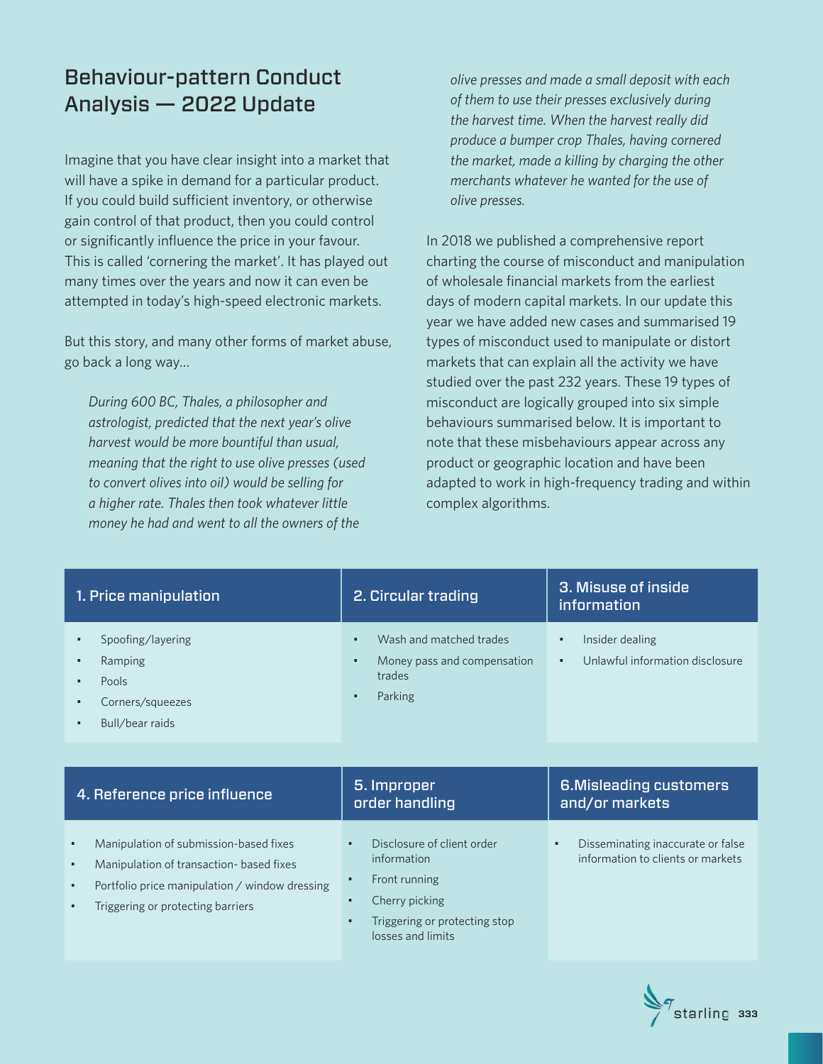## Behaviour-pattern Conduct Analysis — 2022 Update

Imagine that you have clear insight into a market that will have a spike in demand for a particular product. If you could build sufficient inventory, or otherwise gain control of that product, then you could control or significantly influence the price in your favour. This is called 'cornering the market'. It has played out many times over the years and now it can even be attempted in today's high-speed electronic markets.

But this story, and many other forms of market abuse, go back a long way…

> *During 600 BC, Thales, a philosopher and astrologist, predicted that the next year's olive harvest would be more bountiful than usual, meaning that the right to use olive presses (used to convert olives into oil) would be selling for a higher rate. Thales then took whatever little money he had and went to all the owners of the olive presses and made a small deposit with each of them to use their presses exclusively during the harvest time. When the harvest really did produce a bumper crop Thales, having cornered the market, made a killing by charging the other merchants whatever he wanted for the use of olive presses.*

In 2018 we published a comprehensive report charting the course of misconduct and manipulation of wholesale financial markets from the earliest days of modern capital markets. In our update this year we have added new cases and summarised 19 types of misconduct used to manipulate or distort markets that can explain all the activity we have studied over the past 232 years. These 19 types of misconduct are logically grouped into six simple behaviours summarised below. It is important to note that these misbehaviours appear across any product or geographic location and have been adapted to work in high-frequency trading and within complex algorithms.

| 1. Price manipulation | 2. Circular trading | 3. Misuse of inside information |
|---|---|---|
| • Spoofing/layering<br>• Ramping<br>• Pools<br>• Corners/squeezes<br>• Bull/bear raids | • Wash and matched trades<br>• Money pass and compensation trades<br>• Parking | • Insider dealing<br>• Unlawful information disclosure |

| 4. Reference price influence | 5. Improper order handling | 6. Misleading customers and/or markets |
|---|---|---|
| • Manipulation of submission-based fixes<br>• Manipulation of transaction- based fixes<br>• Portfolio price manipulation / window dressing<br>• Triggering or protecting barriers | • Disclosure of client order information<br>• Front running<br>• Cherry picking<br>• Triggering or protecting stop losses and limits | • Disseminating inaccurate or false information to clients or markets |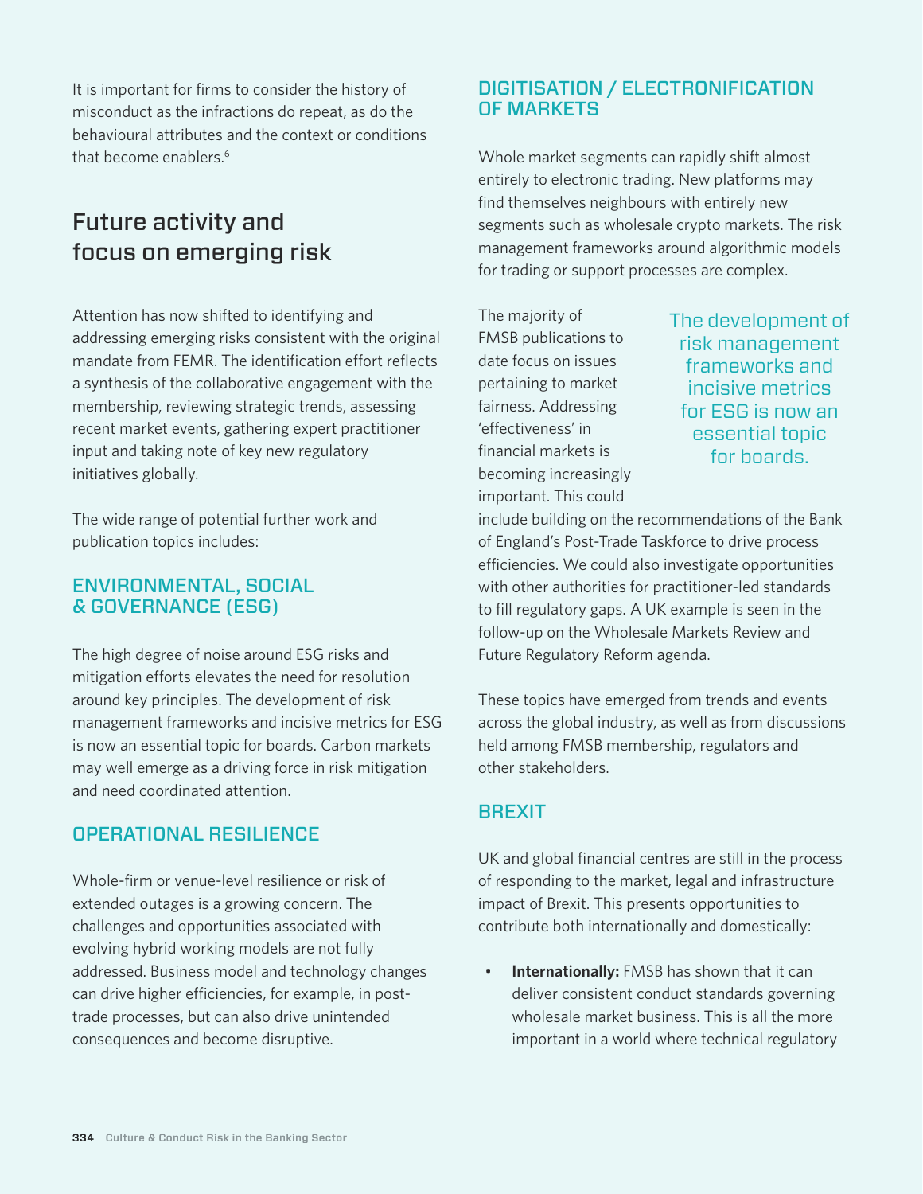It is important for firms to consider the history of misconduct as the infractions do repeat, as do the behavioural attributes and the context or conditions that become enablers.[6]

## Future activity and focus on emerging risk

Attention has now shifted to identifying and addressing emerging risks consistent with the original mandate from FEMR. The identification effort reflects a synthesis of the collaborative engagement with the membership, reviewing strategic trends, assessing recent market events, gathering expert practitioner input and taking note of key new regulatory initiatives globally.

The wide range of potential further work and publication topics includes:

### ENVIRONMENTAL, SOCIAL & GOVERNANCE (ESG)

The high degree of noise around ESG risks and mitigation efforts elevates the need for resolution around key principles. The development of risk management frameworks and incisive metrics for ESG is now an essential topic for boards. Carbon markets may well emerge as a driving force in risk mitigation and need coordinated attention.

### OPERATIONAL RESILIENCE

Whole-firm or venue-level resilience or risk of extended outages is a growing concern. The challenges and opportunities associated with evolving hybrid working models are not fully addressed. Business model and technology changes can drive higher efficiencies, for example, in post-trade processes, but can also drive unintended consequences and become disruptive.

### DIGITISATION / ELECTRONIFICATION OF MARKETS

Whole market segments can rapidly shift almost entirely to electronic trading. New platforms may find themselves neighbours with entirely new segments such as wholesale crypto markets. The risk management frameworks around algorithmic models for trading or support processes are complex.

> The development of risk management frameworks and incisive metrics for ESG is now an essential topic for boards.

The majority of FMSB publications to date focus on issues pertaining to market fairness. Addressing 'effectiveness' in financial markets is becoming increasingly important. This could include building on the recommendations of the Bank of England's Post-Trade Taskforce to drive process efficiencies. We could also investigate opportunities with other authorities for practitioner-led standards to fill regulatory gaps. A UK example is seen in the follow-up on the Wholesale Markets Review and Future Regulatory Reform agenda.

These topics have emerged from trends and events across the global industry, as well as from discussions held among FMSB membership, regulators and other stakeholders.

### BREXIT

UK and global financial centres are still in the process of responding to the market, legal and infrastructure impact of Brexit. This presents opportunities to contribute both internationally and domestically:

- **Internationally:** FMSB has shown that it can deliver consistent conduct standards governing wholesale market business. This is all the more important in a world where technical regulatory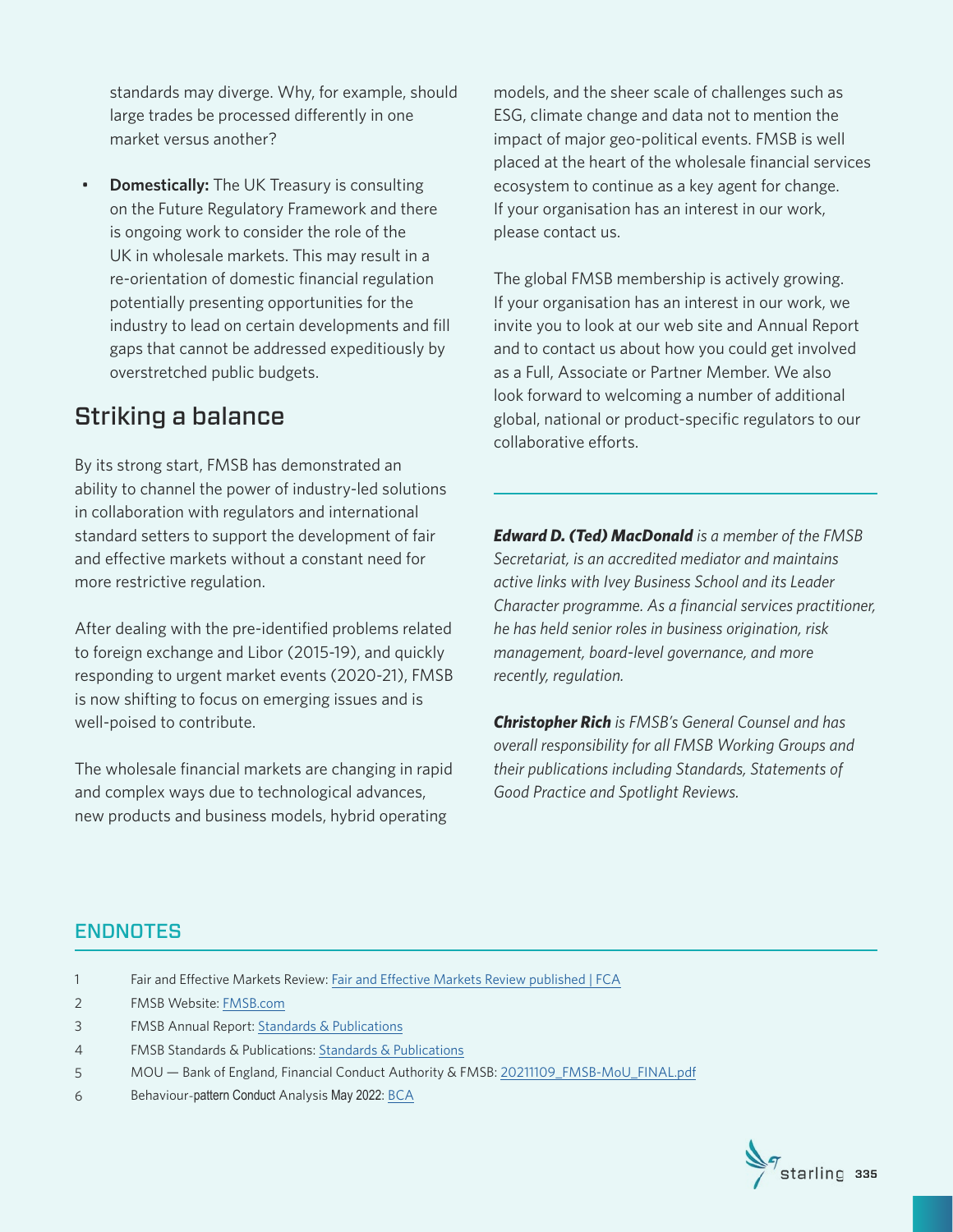standards may diverge. Why, for example, should large trades be processed differently in one market versus another?

- **Domestically:** The UK Treasury is consulting on the Future Regulatory Framework and there is ongoing work to consider the role of the UK in wholesale markets. This may result in a re-orientation of domestic financial regulation potentially presenting opportunities for the industry to lead on certain developments and fill gaps that cannot be addressed expeditiously by overstretched public budgets.

## Striking a balance

By its strong start, FMSB has demonstrated an ability to channel the power of industry-led solutions in collaboration with regulators and international standard setters to support the development of fair and effective markets without a constant need for more restrictive regulation.

After dealing with the pre-identified problems related to foreign exchange and Libor (2015-19), and quickly responding to urgent market events (2020-21), FMSB is now shifting to focus on emerging issues and is well-poised to contribute.

The wholesale financial markets are changing in rapid and complex ways due to technological advances, new products and business models, hybrid operating models, and the sheer scale of challenges such as ESG, climate change and data not to mention the impact of major geo-political events. FMSB is well placed at the heart of the wholesale financial services ecosystem to continue as a key agent for change. If your organisation has an interest in our work, please contact us.

The global FMSB membership is actively growing. If your organisation has an interest in our work, we invite you to look at our web site and Annual Report and to contact us about how you could get involved as a Full, Associate or Partner Member. We also look forward to welcoming a number of additional global, national or product-specific regulators to our collaborative efforts.

---

***Edward D. (Ted) MacDonald*** *is a member of the FMSB Secretariat, is an accredited mediator and maintains active links with Ivey Business School and its Leader Character programme. As a financial services practitioner, he has held senior roles in business origination, risk management, board-level governance, and more recently, regulation.*

***Christopher Rich*** *is FMSB's General Counsel and has overall responsibility for all FMSB Working Groups and their publications including Standards, Statements of Good Practice and Spotlight Reviews.*

## ENDNOTES

1. Fair and Effective Markets Review: Fair and Effective Markets Review published | FCA
2. FMSB Website: FMSB.com
3. FMSB Annual Report: Standards & Publications
4. FMSB Standards & Publications: Standards & Publications
5. MOU — Bank of England, Financial Conduct Authority & FMSB: 20211109_FMSB-MoU_FINAL.pdf
6. Behaviour-pattern Conduct Analysis May 2022: BCA